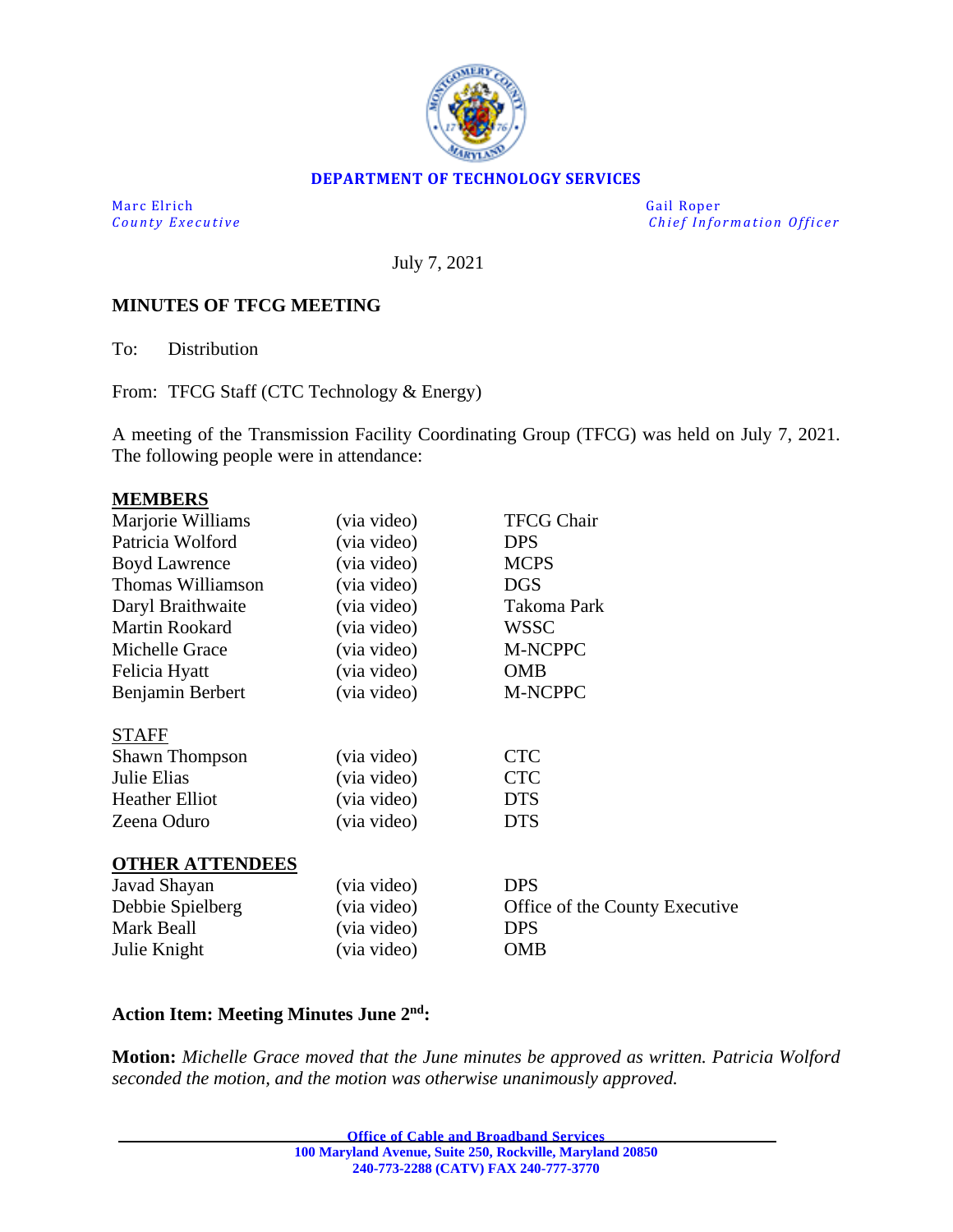**DEPARTMENT OF TECHNOLOGY SERVICES**

Marc Elrich
*County Executive*

Gail Roper
*Chief Information Officer*

July 7, 2021

**MINUTES OF TFCG MEETING**

To: Distribution

From: TFCG Staff (CTC Technology & Energy)

A meeting of the Transmission Facility Coordinating Group (TFCG) was held on July 7, 2021. The following people were in attendance:

**MEMBERS**

| | | |
|---|---|---|
| Marjorie Williams | (via video) | TFCG Chair |
| Patricia Wolford | (via video) | DPS |
| Boyd Lawrence | (via video) | MCPS |
| Thomas Williamson | (via video) | DGS |
| Daryl Braithwaite | (via video) | Takoma Park |
| Martin Rookard | (via video) | WSSC |
| Michelle Grace | (via video) | M-NCPPC |
| Felicia Hyatt | (via video) | OMB |
| Benjamin Berbert | (via video) | M-NCPPC |

STAFF

| | | |
|---|---|---|
| Shawn Thompson | (via video) | CTC |
| Julie Elias | (via video) | CTC |
| Heather Elliot | (via video) | DTS |
| Zeena Oduro | (via video) | DTS |

**OTHER ATTENDEES**

| | | |
|---|---|---|
| Javad Shayan | (via video) | DPS |
| Debbie Spielberg | (via video) | Office of the County Executive |
| Mark Beall | (via video) | DPS |
| Julie Knight | (via video) | OMB |

**Action Item: Meeting Minutes June 2nd:**

**Motion:** *Michelle Grace moved that the June minutes be approved as written. Patricia Wolford seconded the motion, and the motion was otherwise unanimously approved.*

**Office of Cable and Broadband Services**
**100 Maryland Avenue, Suite 250, Rockville, Maryland 20850**
**240-773-2288 (CATV) FAX 240-777-3770**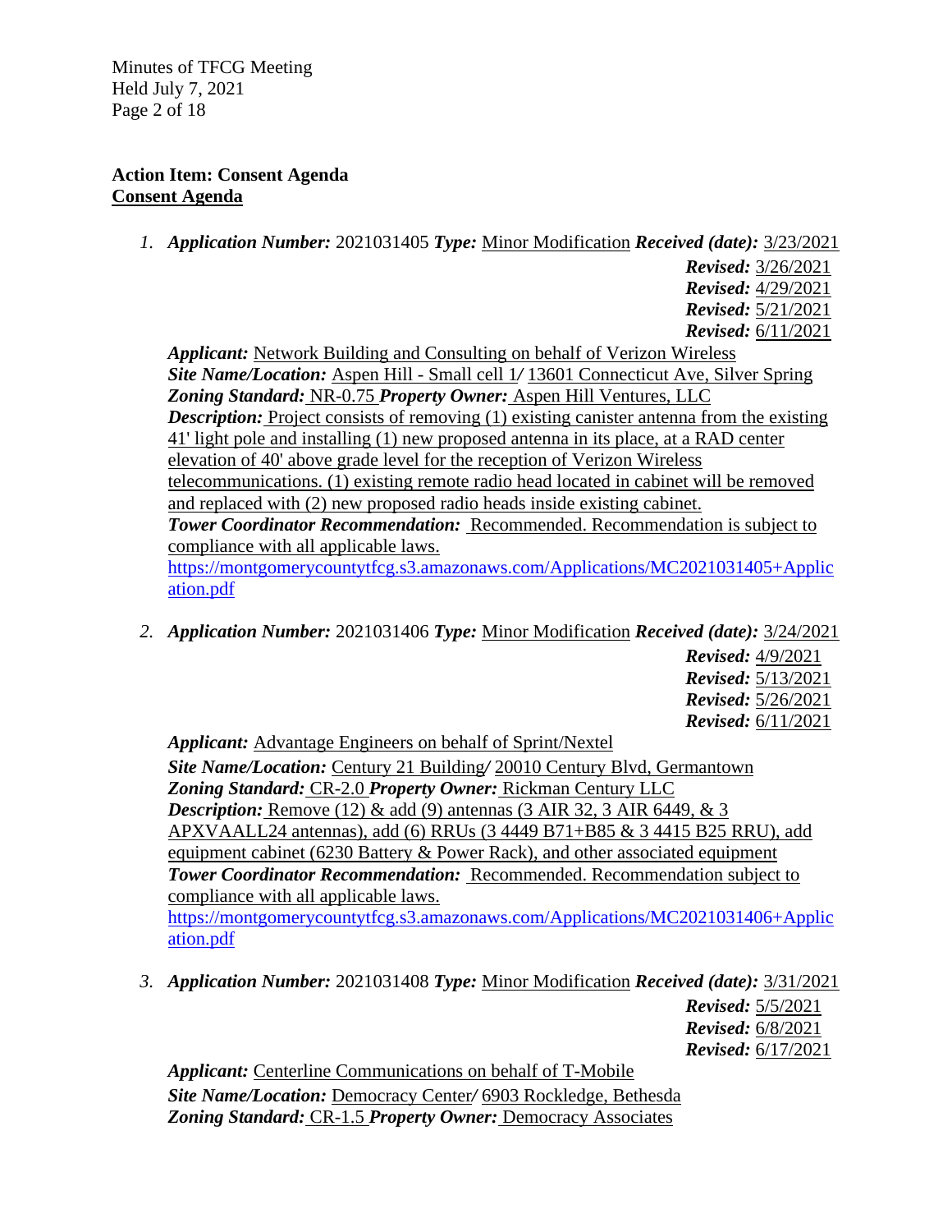**Action Item: Consent Agenda**
**Consent Agenda**

1. ***Application Number:*** 2021031405 ***Type:*** Minor Modification ***Received (date):*** 3/23/2021
   ***Revised:*** 3/26/2021
   ***Revised:*** 4/29/2021
   ***Revised:*** 5/21/2021
   ***Revised:*** 6/11/2021

   ***Applicant:*** Network Building and Consulting on behalf of Verizon Wireless
   ***Site Name/Location:*** Aspen Hill - Small cell 1/ 13601 Connecticut Ave, Silver Spring
   ***Zoning Standard:*** NR-0.75 ***Property Owner:*** Aspen Hill Ventures, LLC
   ***Description:*** Project consists of removing (1) existing canister antenna from the existing 41' light pole and installing (1) new proposed antenna in its place, at a RAD center elevation of 40' above grade level for the reception of Verizon Wireless telecommunications. (1) existing remote radio head located in cabinet will be removed and replaced with (2) new proposed radio heads inside existing cabinet.
   ***Tower Coordinator Recommendation:*** Recommended. Recommendation is subject to compliance with all applicable laws.
   https://montgomerycountytfcg.s3.amazonaws.com/Applications/MC2021031405+Application.pdf

2. ***Application Number:*** 2021031406 ***Type:*** Minor Modification ***Received (date):*** 3/24/2021
   ***Revised:*** 4/9/2021
   ***Revised:*** 5/13/2021
   ***Revised:*** 5/26/2021
   ***Revised:*** 6/11/2021

   ***Applicant:*** Advantage Engineers on behalf of Sprint/Nextel
   ***Site Name/Location:*** Century 21 Building/ 20010 Century Blvd, Germantown
   ***Zoning Standard:*** CR-2.0 ***Property Owner:*** Rickman Century LLC
   ***Description:*** Remove (12) & add (9) antennas (3 AIR 32, 3 AIR 6449, & 3 APXVAALL24 antennas), add (6) RRUs (3 4449 B71+B85 & 3 4415 B25 RRU), add equipment cabinet (6230 Battery & Power Rack), and other associated equipment
   ***Tower Coordinator Recommendation:*** Recommended. Recommendation subject to compliance with all applicable laws.
   https://montgomerycountytfcg.s3.amazonaws.com/Applications/MC2021031406+Application.pdf

3. ***Application Number:*** 2021031408 ***Type:*** Minor Modification ***Received (date):*** 3/31/2021
   ***Revised:*** 5/5/2021
   ***Revised:*** 6/8/2021
   ***Revised:*** 6/17/2021

   ***Applicant:*** Centerline Communications on behalf of T-Mobile
   ***Site Name/Location:*** Democracy Center/ 6903 Rockledge, Bethesda
   ***Zoning Standard:*** CR-1.5 ***Property Owner:*** Democracy Associates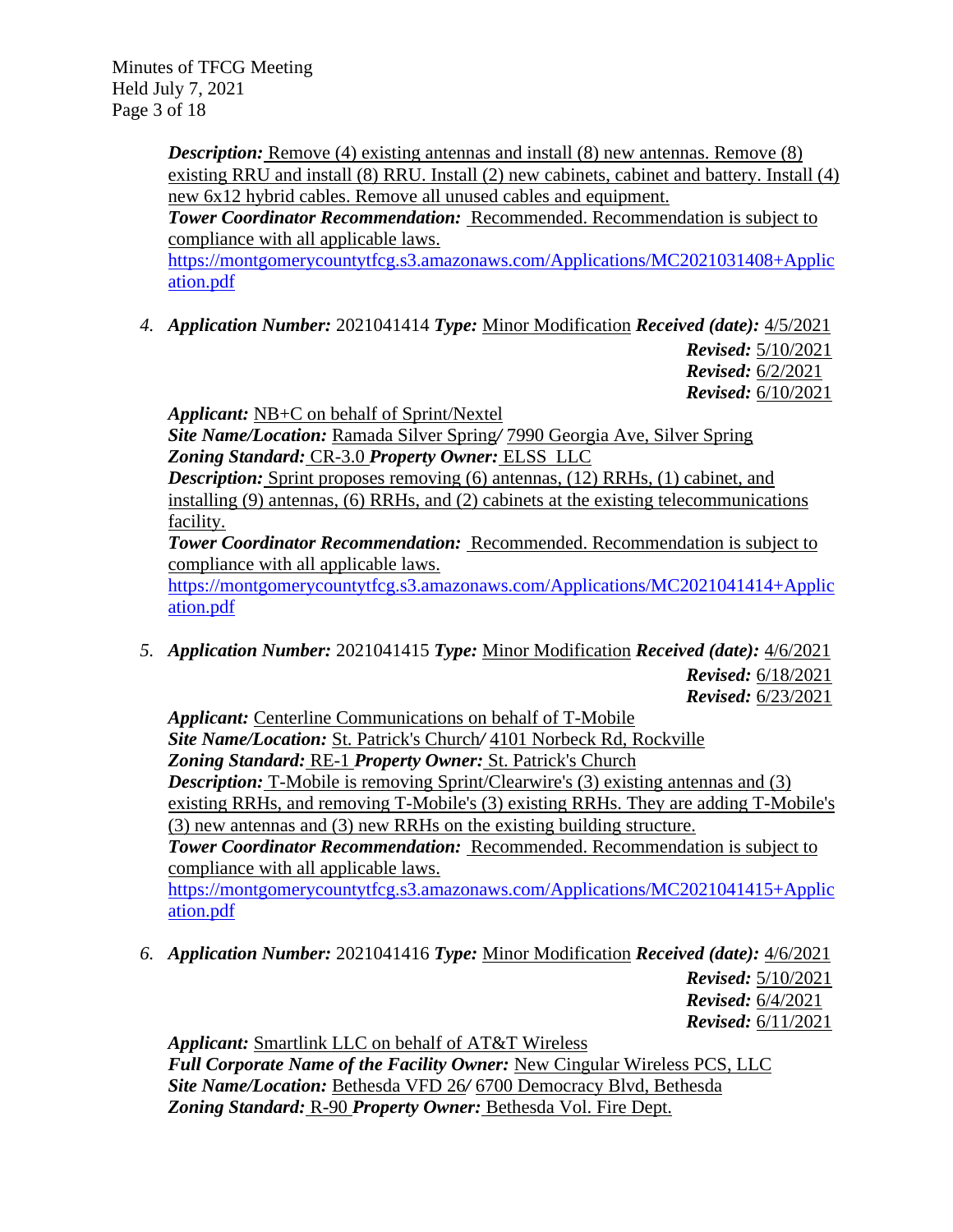***Description:*** Remove (4) existing antennas and install (8) new antennas. Remove (8) existing RRU and install (8) RRU. Install (2) new cabinets, cabinet and battery. Install (4) new 6x12 hybrid cables. Remove all unused cables and equipment.
***Tower Coordinator Recommendation:*** Recommended. Recommendation is subject to compliance with all applicable laws.
https://montgomerycountytfcg.s3.amazonaws.com/Applications/MC2021031408+Application.pdf

4. ***Application Number:*** 2021041414 ***Type:*** Minor Modification ***Received (date):*** 4/5/2021
***Revised:*** 5/10/2021
***Revised:*** 6/2/2021
***Revised:*** 6/10/2021
***Applicant:*** NB+C on behalf of Sprint/Nextel
***Site Name/Location:*** Ramada Silver Spring/ 7990 Georgia Ave, Silver Spring
***Zoning Standard:*** CR-3.0 ***Property Owner:*** ELSS LLC
***Description:*** Sprint proposes removing (6) antennas, (12) RRHs, (1) cabinet, and installing (9) antennas, (6) RRHs, and (2) cabinets at the existing telecommunications facility.
***Tower Coordinator Recommendation:*** Recommended. Recommendation is subject to compliance with all applicable laws.
https://montgomerycountytfcg.s3.amazonaws.com/Applications/MC2021041414+Application.pdf

5. ***Application Number:*** 2021041415 ***Type:*** Minor Modification ***Received (date):*** 4/6/2021
***Revised:*** 6/18/2021
***Revised:*** 6/23/2021
***Applicant:*** Centerline Communications on behalf of T-Mobile
***Site Name/Location:*** St. Patrick's Church/ 4101 Norbeck Rd, Rockville
***Zoning Standard:*** RE-1 ***Property Owner:*** St. Patrick's Church
***Description:*** T-Mobile is removing Sprint/Clearwire's (3) existing antennas and (3) existing RRHs, and removing T-Mobile's (3) existing RRHs. They are adding T-Mobile's (3) new antennas and (3) new RRHs on the existing building structure.
***Tower Coordinator Recommendation:*** Recommended. Recommendation is subject to compliance with all applicable laws.
https://montgomerycountytfcg.s3.amazonaws.com/Applications/MC2021041415+Application.pdf

6. ***Application Number:*** 2021041416 ***Type:*** Minor Modification ***Received (date):*** 4/6/2021
***Revised:*** 5/10/2021
***Revised:*** 6/4/2021
***Revised:*** 6/11/2021
***Applicant:*** Smartlink LLC on behalf of AT&T Wireless
***Full Corporate Name of the Facility Owner:*** New Cingular Wireless PCS, LLC
***Site Name/Location:*** Bethesda VFD 26/ 6700 Democracy Blvd, Bethesda
***Zoning Standard:*** R-90 ***Property Owner:*** Bethesda Vol. Fire Dept.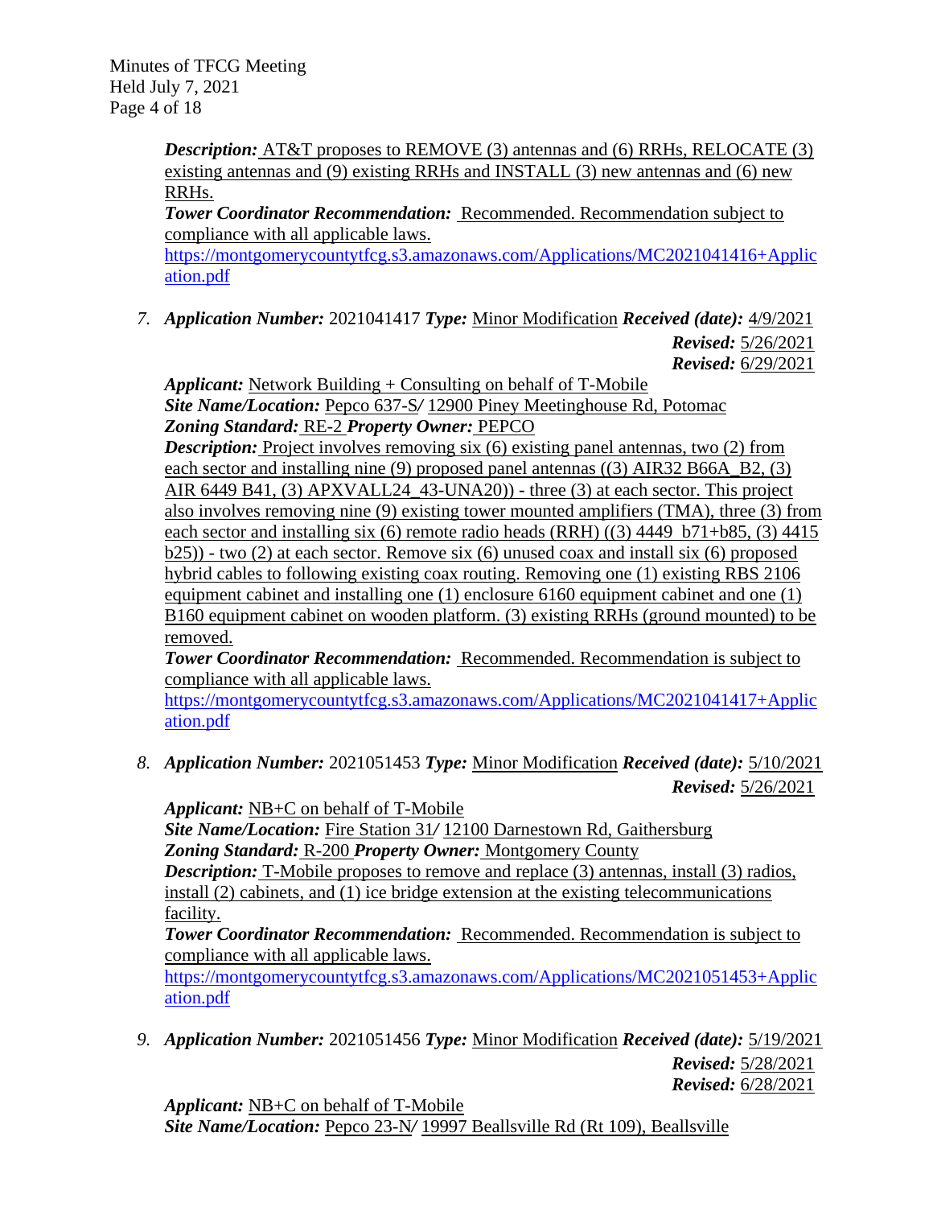*Description:* AT&T proposes to REMOVE (3) antennas and (6) RRHs, RELOCATE (3) existing antennas and (9) existing RRHs and INSTALL (3) new antennas and (6) new RRHs.
*Tower Coordinator Recommendation:* Recommended. Recommendation subject to compliance with all applicable laws.
https://montgomerycountytfcg.s3.amazonaws.com/Applications/MC2021041416+Application.pdf

7. ***Application Number:*** 2021041417 ***Type:*** Minor Modification ***Received (date):*** 4/9/2021
***Revised:*** 5/26/2021
***Revised:*** 6/29/2021

   ***Applicant:*** Network Building + Consulting on behalf of T-Mobile
   ***Site Name/Location:*** Pepco 637-S/ 12900 Piney Meetinghouse Rd, Potomac
   ***Zoning Standard:*** RE-2 ***Property Owner:*** PEPCO
   ***Description:*** Project involves removing six (6) existing panel antennas, two (2) from each sector and installing nine (9) proposed panel antennas ((3) AIR32 B66A_B2, (3) AIR 6449 B41, (3) APXVALL24_43-UNA20)) - three (3) at each sector. This project also involves removing nine (9) existing tower mounted amplifiers (TMA), three (3) from each sector and installing six (6) remote radio heads (RRH) ((3) 4449 b71+b85, (3) 4415 b25)) - two (2) at each sector. Remove six (6) unused coax and install six (6) proposed hybrid cables to following existing coax routing. Removing one (1) existing RBS 2106 equipment cabinet and installing one (1) enclosure 6160 equipment cabinet and one (1) B160 equipment cabinet on wooden platform. (3) existing RRHs (ground mounted) to be removed.
   ***Tower Coordinator Recommendation:*** Recommended. Recommendation is subject to compliance with all applicable laws.
   https://montgomerycountytfcg.s3.amazonaws.com/Applications/MC2021041417+Application.pdf

8. ***Application Number:*** 2021051453 ***Type:*** Minor Modification ***Received (date):*** 5/10/2021
***Revised:*** 5/26/2021

   ***Applicant:*** NB+C on behalf of T-Mobile
   ***Site Name/Location:*** Fire Station 31/ 12100 Darnestown Rd, Gaithersburg
   ***Zoning Standard:*** R-200 ***Property Owner:*** Montgomery County
   ***Description:*** T-Mobile proposes to remove and replace (3) antennas, install (3) radios, install (2) cabinets, and (1) ice bridge extension at the existing telecommunications facility.
   ***Tower Coordinator Recommendation:*** Recommended. Recommendation is subject to compliance with all applicable laws.
   https://montgomerycountytfcg.s3.amazonaws.com/Applications/MC2021051453+Application.pdf

9. ***Application Number:*** 2021051456 ***Type:*** Minor Modification ***Received (date):*** 5/19/2021
***Revised:*** 5/28/2021
***Revised:*** 6/28/2021

   ***Applicant:*** NB+C on behalf of T-Mobile
   ***Site Name/Location:*** Pepco 23-N/ 19997 Beallsville Rd (Rt 109), Beallsville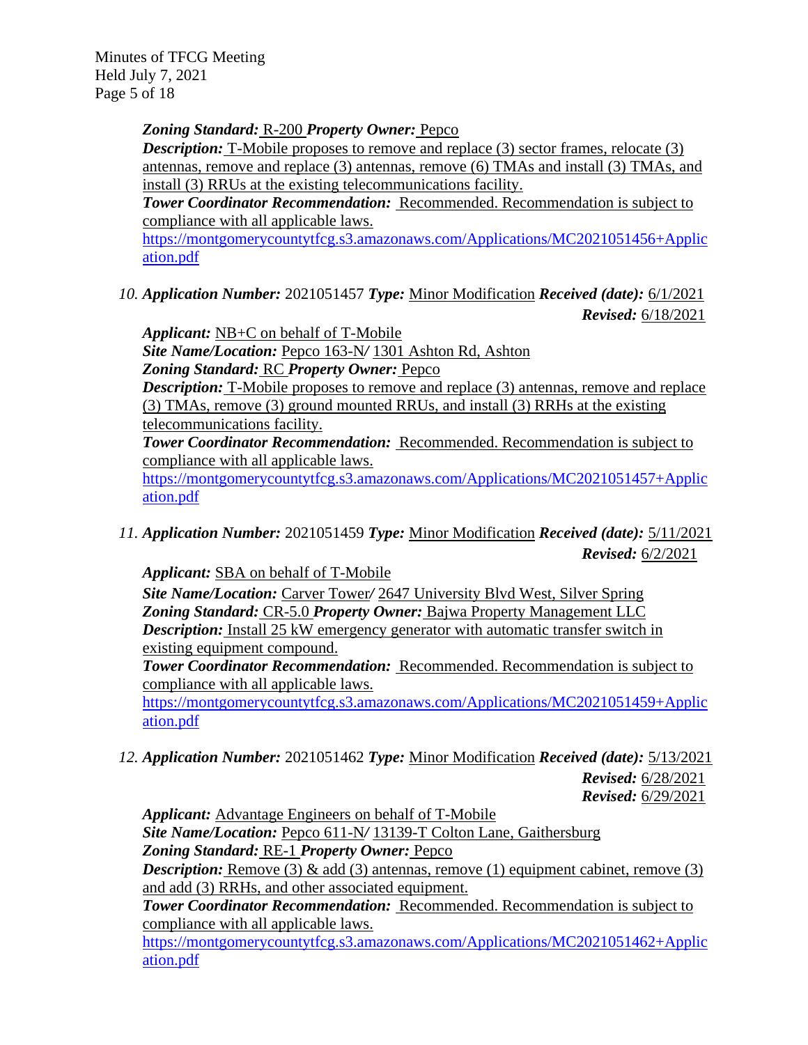***Zoning Standard:*** R-200 ***Property Owner:*** Pepco
***Description:*** T-Mobile proposes to remove and replace (3) sector frames, relocate (3) antennas, remove and replace (3) antennas, remove (6) TMAs and install (3) TMAs, and install (3) RRUs at the existing telecommunications facility.
***Tower Coordinator Recommendation:*** Recommended. Recommendation is subject to compliance with all applicable laws.
https://montgomerycountytfcg.s3.amazonaws.com/Applications/MC2021051456+Application.pdf

10. ***Application Number:*** 2021051457 ***Type:*** Minor Modification ***Received (date):*** 6/1/2021
***Revised:*** 6/18/2021
***Applicant:*** NB+C on behalf of T-Mobile
***Site Name/Location:*** Pepco 163-N/ 1301 Ashton Rd, Ashton
***Zoning Standard:*** RC ***Property Owner:*** Pepco
***Description:*** T-Mobile proposes to remove and replace (3) antennas, remove and replace (3) TMAs, remove (3) ground mounted RRUs, and install (3) RRHs at the existing telecommunications facility.
***Tower Coordinator Recommendation:*** Recommended. Recommendation is subject to compliance with all applicable laws.
https://montgomerycountytfcg.s3.amazonaws.com/Applications/MC2021051457+Application.pdf

11. ***Application Number:*** 2021051459 ***Type:*** Minor Modification ***Received (date):*** 5/11/2021
***Revised:*** 6/2/2021
***Applicant:*** SBA on behalf of T-Mobile
***Site Name/Location:*** Carver Tower/ 2647 University Blvd West, Silver Spring
***Zoning Standard:*** CR-5.0 ***Property Owner:*** Bajwa Property Management LLC
***Description:*** Install 25 kW emergency generator with automatic transfer switch in existing equipment compound.
***Tower Coordinator Recommendation:*** Recommended. Recommendation is subject to compliance with all applicable laws.
https://montgomerycountytfcg.s3.amazonaws.com/Applications/MC2021051459+Application.pdf

12. ***Application Number:*** 2021051462 ***Type:*** Minor Modification ***Received (date):*** 5/13/2021
***Revised:*** 6/28/2021
***Revised:*** 6/29/2021
***Applicant:*** Advantage Engineers on behalf of T-Mobile
***Site Name/Location:*** Pepco 611-N/ 13139-T Colton Lane, Gaithersburg
***Zoning Standard:*** RE-1 ***Property Owner:*** Pepco
***Description:*** Remove (3) & add (3) antennas, remove (1) equipment cabinet, remove (3) and add (3) RRHs, and other associated equipment.
***Tower Coordinator Recommendation:*** Recommended. Recommendation is subject to compliance with all applicable laws.
https://montgomerycountytfcg.s3.amazonaws.com/Applications/MC2021051462+Application.pdf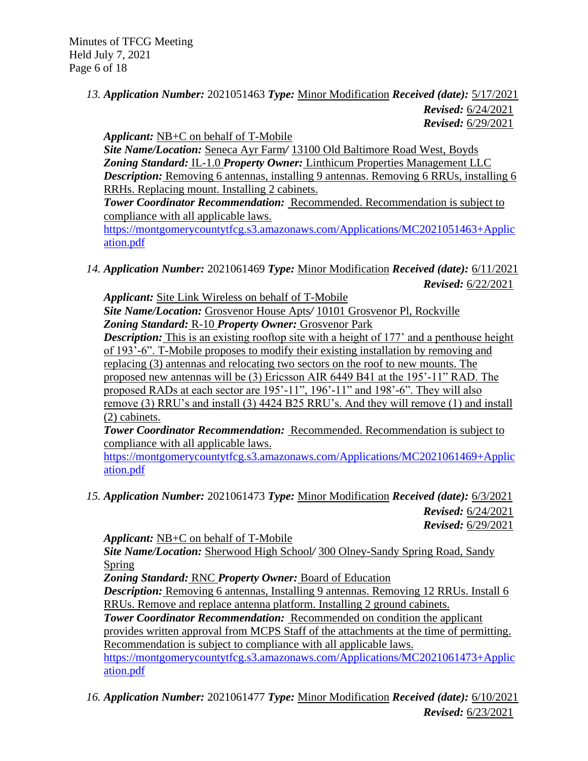13. ***Application Number:*** 2021051463 ***Type:*** Minor Modification ***Received (date):*** 5/17/2021
***Revised:*** 6/24/2021
***Revised:*** 6/29/2021

***Applicant:*** NB+C on behalf of T-Mobile
***Site Name/Location:*** Seneca Ayr Farm/ 13100 Old Baltimore Road West, Boyds
***Zoning Standard:*** IL-1.0 ***Property Owner:*** Linthicum Properties Management LLC
***Description:*** Removing 6 antennas, installing 9 antennas. Removing 6 RRUs, installing 6 RRHs. Replacing mount. Installing 2 cabinets.
***Tower Coordinator Recommendation:*** Recommended. Recommendation is subject to compliance with all applicable laws.
https://montgomerycountytfcg.s3.amazonaws.com/Applications/MC2021051463+Application.pdf

14. ***Application Number:*** 2021061469 ***Type:*** Minor Modification ***Received (date):*** 6/11/2021
***Revised:*** 6/22/2021

***Applicant:*** Site Link Wireless on behalf of T-Mobile
***Site Name/Location:*** Grosvenor House Apts/ 10101 Grosvenor Pl, Rockville
***Zoning Standard:*** R-10 ***Property Owner:*** Grosvenor Park
***Description:*** This is an existing rooftop site with a height of 177' and a penthouse height of 193'-6". T-Mobile proposes to modify their existing installation by removing and replacing (3) antennas and relocating two sectors on the roof to new mounts. The proposed new antennas will be (3) Ericsson AIR 6449 B41 at the 195'-11" RAD. The proposed RADs at each sector are 195'-11", 196'-11" and 198'-6". They will also remove (3) RRU's and install (3) 4424 B25 RRU's. And they will remove (1) and install (2) cabinets.
***Tower Coordinator Recommendation:*** Recommended. Recommendation is subject to compliance with all applicable laws.
https://montgomerycountytfcg.s3.amazonaws.com/Applications/MC2021061469+Application.pdf

15. ***Application Number:*** 2021061473 ***Type:*** Minor Modification ***Received (date):*** 6/3/2021
***Revised:*** 6/24/2021
***Revised:*** 6/29/2021

***Applicant:*** NB+C on behalf of T-Mobile
***Site Name/Location:*** Sherwood High School/ 300 Olney-Sandy Spring Road, Sandy Spring
***Zoning Standard:*** RNC ***Property Owner:*** Board of Education
***Description:*** Removing 6 antennas, Installing 9 antennas. Removing 12 RRUs. Install 6 RRUs. Remove and replace antenna platform. Installing 2 ground cabinets.
***Tower Coordinator Recommendation:*** Recommended on condition the applicant provides written approval from MCPS Staff of the attachments at the time of permitting. Recommendation is subject to compliance with all applicable laws.
https://montgomerycountytfcg.s3.amazonaws.com/Applications/MC2021061473+Application.pdf

16. ***Application Number:*** 2021061477 ***Type:*** Minor Modification ***Received (date):*** 6/10/2021
***Revised:*** 6/23/2021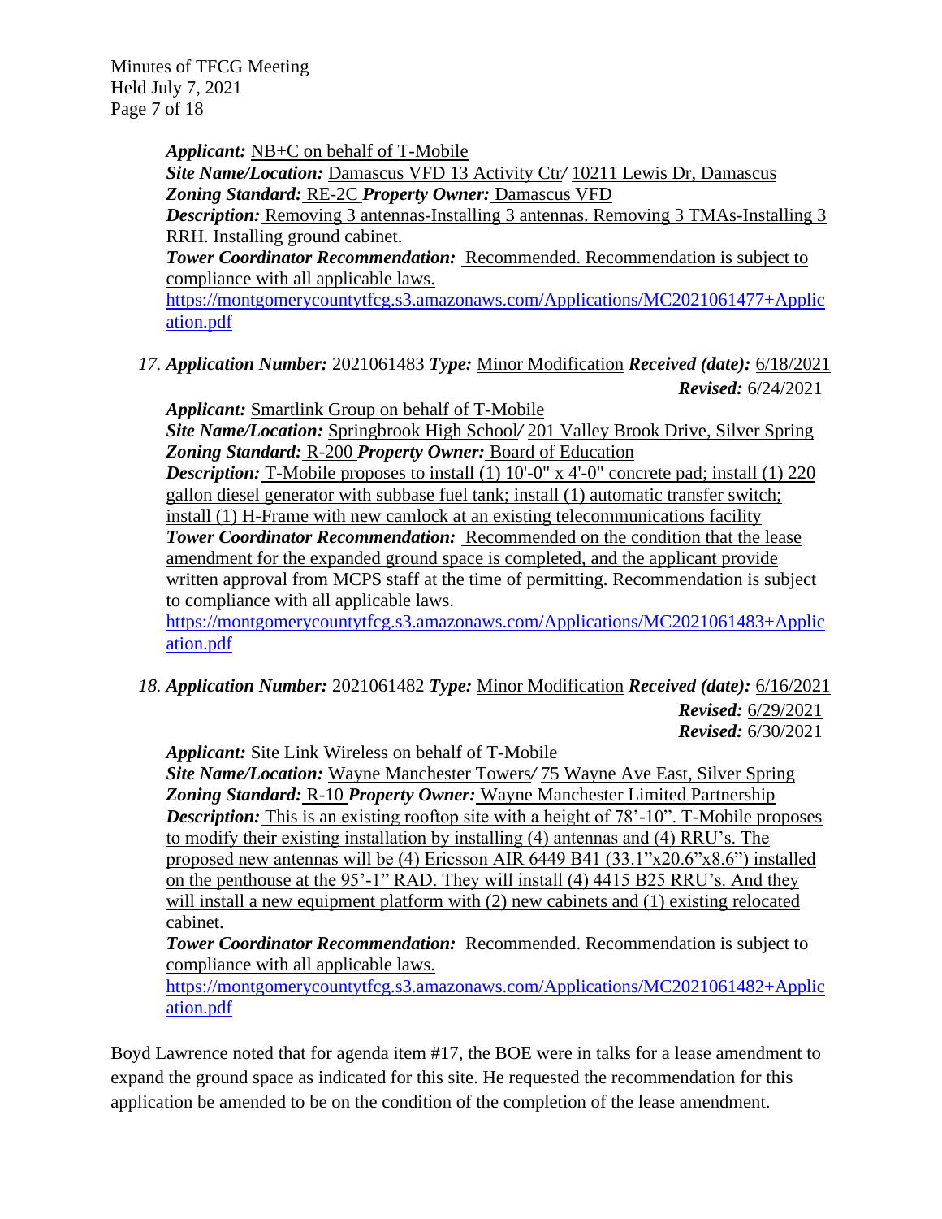***Applicant:*** NB+C on behalf of T-Mobile
***Site Name/Location:*** Damascus VFD 13 Activity Ctr/ 10211 Lewis Dr, Damascus
***Zoning Standard:*** RE-2C ***Property Owner:*** Damascus VFD
***Description:*** Removing 3 antennas-Installing 3 antennas. Removing 3 TMAs-Installing 3 RRH. Installing ground cabinet.
***Tower Coordinator Recommendation:*** Recommended. Recommendation is subject to compliance with all applicable laws.
https://montgomerycountytfcg.s3.amazonaws.com/Applications/MC2021061477+Application.pdf

17. ***Application Number:*** 2021061483 ***Type:*** Minor Modification ***Received (date):*** 6/18/2021
***Revised:*** 6/24/2021
***Applicant:*** Smartlink Group on behalf of T-Mobile
***Site Name/Location:*** Springbrook High School/ 201 Valley Brook Drive, Silver Spring
***Zoning Standard:*** R-200 ***Property Owner:*** Board of Education
***Description:*** T-Mobile proposes to install (1) 10'-0" x 4'-0" concrete pad; install (1) 220 gallon diesel generator with subbase fuel tank; install (1) automatic transfer switch; install (1) H-Frame with new camlock at an existing telecommunications facility
***Tower Coordinator Recommendation:*** Recommended on the condition that the lease amendment for the expanded ground space is completed, and the applicant provide written approval from MCPS staff at the time of permitting. Recommendation is subject to compliance with all applicable laws.
https://montgomerycountytfcg.s3.amazonaws.com/Applications/MC2021061483+Application.pdf

18. ***Application Number:*** 2021061482 ***Type:*** Minor Modification ***Received (date):*** 6/16/2021
***Revised:*** 6/29/2021
***Revised:*** 6/30/2021
***Applicant:*** Site Link Wireless on behalf of T-Mobile
***Site Name/Location:*** Wayne Manchester Towers/ 75 Wayne Ave East, Silver Spring
***Zoning Standard:*** R-10 ***Property Owner:*** Wayne Manchester Limited Partnership
***Description:*** This is an existing rooftop site with a height of 78'-10". T-Mobile proposes to modify their existing installation by installing (4) antennas and (4) RRU's. The proposed new antennas will be (4) Ericsson AIR 6449 B41 (33.1"x20.6"x8.6") installed on the penthouse at the 95'-1" RAD. They will install (4) 4415 B25 RRU's. And they will install a new equipment platform with (2) new cabinets and (1) existing relocated cabinet.
***Tower Coordinator Recommendation:*** Recommended. Recommendation is subject to compliance with all applicable laws.
https://montgomerycountytfcg.s3.amazonaws.com/Applications/MC2021061482+Application.pdf

Boyd Lawrence noted that for agenda item #17, the BOE were in talks for a lease amendment to expand the ground space as indicated for this site. He requested the recommendation for this application be amended to be on the condition of the completion of the lease amendment.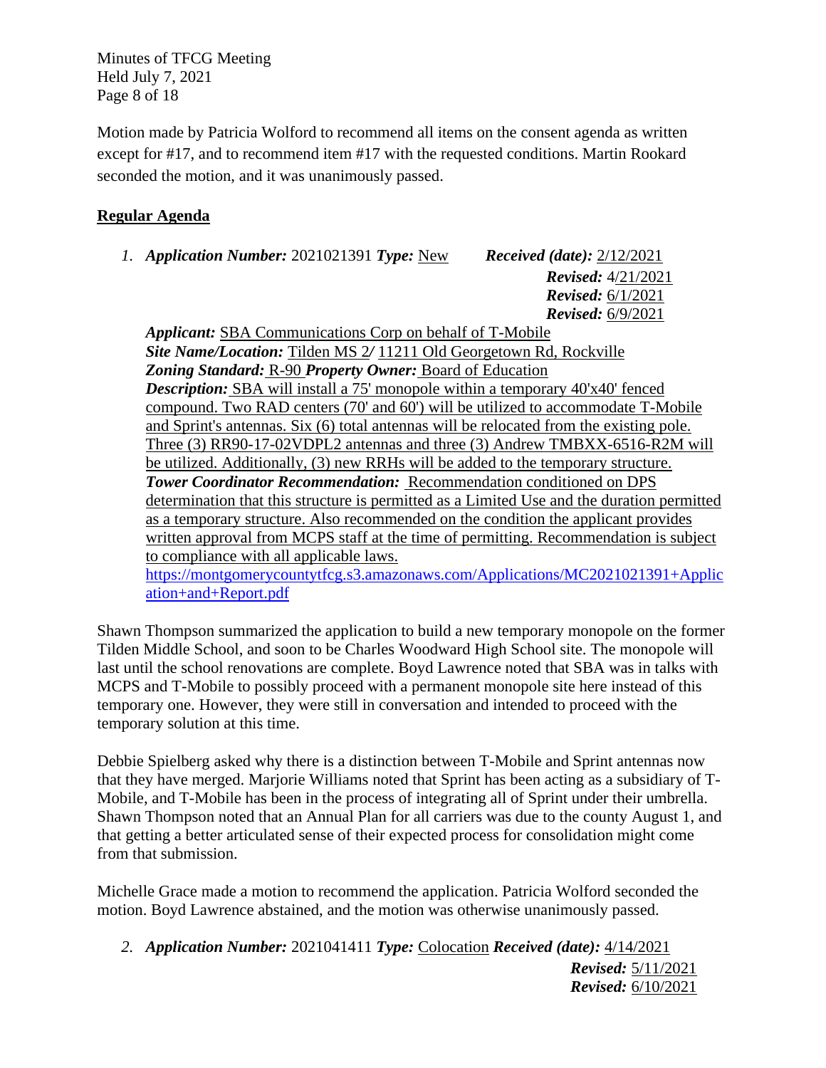Motion made by Patricia Wolford to recommend all items on the consent agenda as written except for #17, and to recommend item #17 with the requested conditions. Martin Rookard seconded the motion, and it was unanimously passed.

## Regular Agenda

1. ***Application Number:*** 2021021391 ***Type:*** New ***Received (date):*** 2/12/2021
   ***Revised:*** 4/21/2021
   ***Revised:*** 6/1/2021
   ***Revised:*** 6/9/2021

   ***Applicant:*** SBA Communications Corp on behalf of T-Mobile
   ***Site Name/Location:*** Tilden MS 2/ 11211 Old Georgetown Rd, Rockville
   ***Zoning Standard:*** R-90 ***Property Owner:*** Board of Education
   ***Description:*** SBA will install a 75' monopole within a temporary 40'x40' fenced compound. Two RAD centers (70' and 60') will be utilized to accommodate T-Mobile and Sprint's antennas. Six (6) total antennas will be relocated from the existing pole. Three (3) RR90-17-02VDPL2 antennas and three (3) Andrew TMBXX-6516-R2M will be utilized. Additionally, (3) new RRHs will be added to the temporary structure.
   ***Tower Coordinator Recommendation:*** Recommendation conditioned on DPS determination that this structure is permitted as a Limited Use and the duration permitted as a temporary structure. Also recommended on the condition the applicant provides written approval from MCPS staff at the time of permitting. Recommendation is subject to compliance with all applicable laws.
   https://montgomerycountytfcg.s3.amazonaws.com/Applications/MC2021021391+Application+and+Report.pdf

Shawn Thompson summarized the application to build a new temporary monopole on the former Tilden Middle School, and soon to be Charles Woodward High School site. The monopole will last until the school renovations are complete. Boyd Lawrence noted that SBA was in talks with MCPS and T-Mobile to possibly proceed with a permanent monopole site here instead of this temporary one. However, they were still in conversation and intended to proceed with the temporary solution at this time.

Debbie Spielberg asked why there is a distinction between T-Mobile and Sprint antennas now that they have merged. Marjorie Williams noted that Sprint has been acting as a subsidiary of T-Mobile, and T-Mobile has been in the process of integrating all of Sprint under their umbrella. Shawn Thompson noted that an Annual Plan for all carriers was due to the county August 1, and that getting a better articulated sense of their expected process for consolidation might come from that submission.

Michelle Grace made a motion to recommend the application. Patricia Wolford seconded the motion. Boyd Lawrence abstained, and the motion was otherwise unanimously passed.

2. ***Application Number:*** 2021041411 ***Type:*** Colocation ***Received (date):*** 4/14/2021
   ***Revised:*** 5/11/2021
   ***Revised:*** 6/10/2021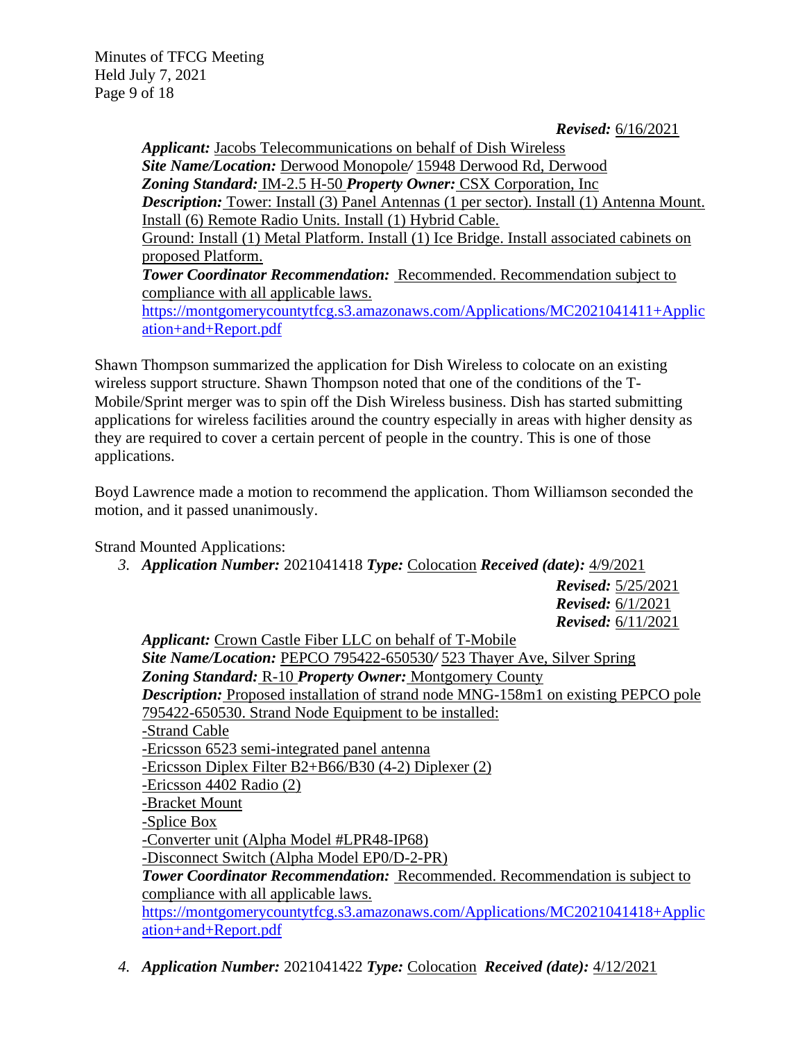***Revised:*** 6/16/2021

***Applicant:*** Jacobs Telecommunications on behalf of Dish Wireless
***Site Name/Location:*** Derwood Monopole/ 15948 Derwood Rd, Derwood
***Zoning Standard:*** IM-2.5 H-50 ***Property Owner:*** CSX Corporation, Inc
***Description:*** Tower: Install (3) Panel Antennas (1 per sector). Install (1) Antenna Mount. Install (6) Remote Radio Units. Install (1) Hybrid Cable.
Ground: Install (1) Metal Platform. Install (1) Ice Bridge. Install associated cabinets on proposed Platform.
***Tower Coordinator Recommendation:*** Recommended. Recommendation subject to compliance with all applicable laws.
https://montgomerycountytfcg.s3.amazonaws.com/Applications/MC2021041411+Application+and+Report.pdf

Shawn Thompson summarized the application for Dish Wireless to colocate on an existing wireless support structure. Shawn Thompson noted that one of the conditions of the T-Mobile/Sprint merger was to spin off the Dish Wireless business. Dish has started submitting applications for wireless facilities around the country especially in areas with higher density as they are required to cover a certain percent of people in the country. This is one of those applications.

Boyd Lawrence made a motion to recommend the application. Thom Williamson seconded the motion, and it passed unanimously.

Strand Mounted Applications:

3. ***Application Number:*** 2021041418 ***Type:*** Colocation ***Received (date):*** 4/9/2021
***Revised:*** 5/25/2021
***Revised:*** 6/1/2021
***Revised:*** 6/11/2021
***Applicant:*** Crown Castle Fiber LLC on behalf of T-Mobile
***Site Name/Location:*** PEPCO 795422-650530/ 523 Thayer Ave, Silver Spring
***Zoning Standard:*** R-10 ***Property Owner:*** Montgomery County
***Description:*** Proposed installation of strand node MNG-158m1 on existing PEPCO pole 795422-650530. Strand Node Equipment to be installed:
-Strand Cable
-Ericsson 6523 semi-integrated panel antenna
-Ericsson Diplex Filter B2+B66/B30 (4-2) Diplexer (2)
-Ericsson 4402 Radio (2)
-Bracket Mount
-Splice Box
-Converter unit (Alpha Model #LPR48-IP68)
-Disconnect Switch (Alpha Model EP0/D-2-PR)
***Tower Coordinator Recommendation:*** Recommended. Recommendation is subject to compliance with all applicable laws.
https://montgomerycountytfcg.s3.amazonaws.com/Applications/MC2021041418+Application+and+Report.pdf

4. ***Application Number:*** 2021041422 ***Type:*** Colocation ***Received (date):*** 4/12/2021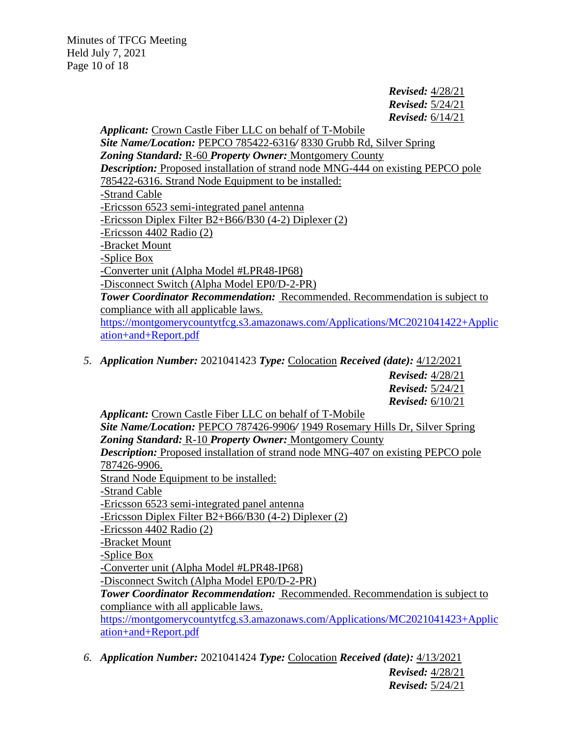*Revised:* 4/28/21
*Revised:* 5/24/21
*Revised:* 6/14/21

***Applicant:*** Crown Castle Fiber LLC on behalf of T-Mobile
***Site Name/Location:*** PEPCO 785422-6316*/* 8330 Grubb Rd, Silver Spring
***Zoning Standard:*** R-60 ***Property Owner:*** Montgomery County
***Description:*** Proposed installation of strand node MNG-444 on existing PEPCO pole 785422-6316. Strand Node Equipment to be installed:
-Strand Cable
-Ericsson 6523 semi-integrated panel antenna
-Ericsson Diplex Filter B2+B66/B30 (4-2) Diplexer (2)
-Ericsson 4402 Radio (2)
-Bracket Mount
-Splice Box
-Converter unit (Alpha Model #LPR48-IP68)
-Disconnect Switch (Alpha Model EP0/D-2-PR)
***Tower Coordinator Recommendation:*** Recommended. Recommendation is subject to compliance with all applicable laws.
https://montgomerycountytfcg.s3.amazonaws.com/Applications/MC2021041422+Application+and+Report.pdf

5. ***Application Number:*** 2021041423 ***Type:*** Colocation ***Received (date):*** 4/12/2021
*Revised:* 4/28/21
*Revised:* 5/24/21
*Revised:* 6/10/21

***Applicant:*** Crown Castle Fiber LLC on behalf of T-Mobile
***Site Name/Location:*** PEPCO 787426-9906*/* 1949 Rosemary Hills Dr, Silver Spring
***Zoning Standard:*** R-10 ***Property Owner:*** Montgomery County
***Description:*** Proposed installation of strand node MNG-407 on existing PEPCO pole 787426-9906.
Strand Node Equipment to be installed:
-Strand Cable
-Ericsson 6523 semi-integrated panel antenna
-Ericsson Diplex Filter B2+B66/B30 (4-2) Diplexer (2)
-Ericsson 4402 Radio (2)
-Bracket Mount
-Splice Box
-Converter unit (Alpha Model #LPR48-IP68)
-Disconnect Switch (Alpha Model EP0/D-2-PR)
***Tower Coordinator Recommendation:*** Recommended. Recommendation is subject to compliance with all applicable laws.
https://montgomerycountytfcg.s3.amazonaws.com/Applications/MC2021041423+Application+and+Report.pdf

6. ***Application Number:*** 2021041424 ***Type:*** Colocation ***Received (date):*** 4/13/2021
*Revised:* 4/28/21
*Revised:* 5/24/21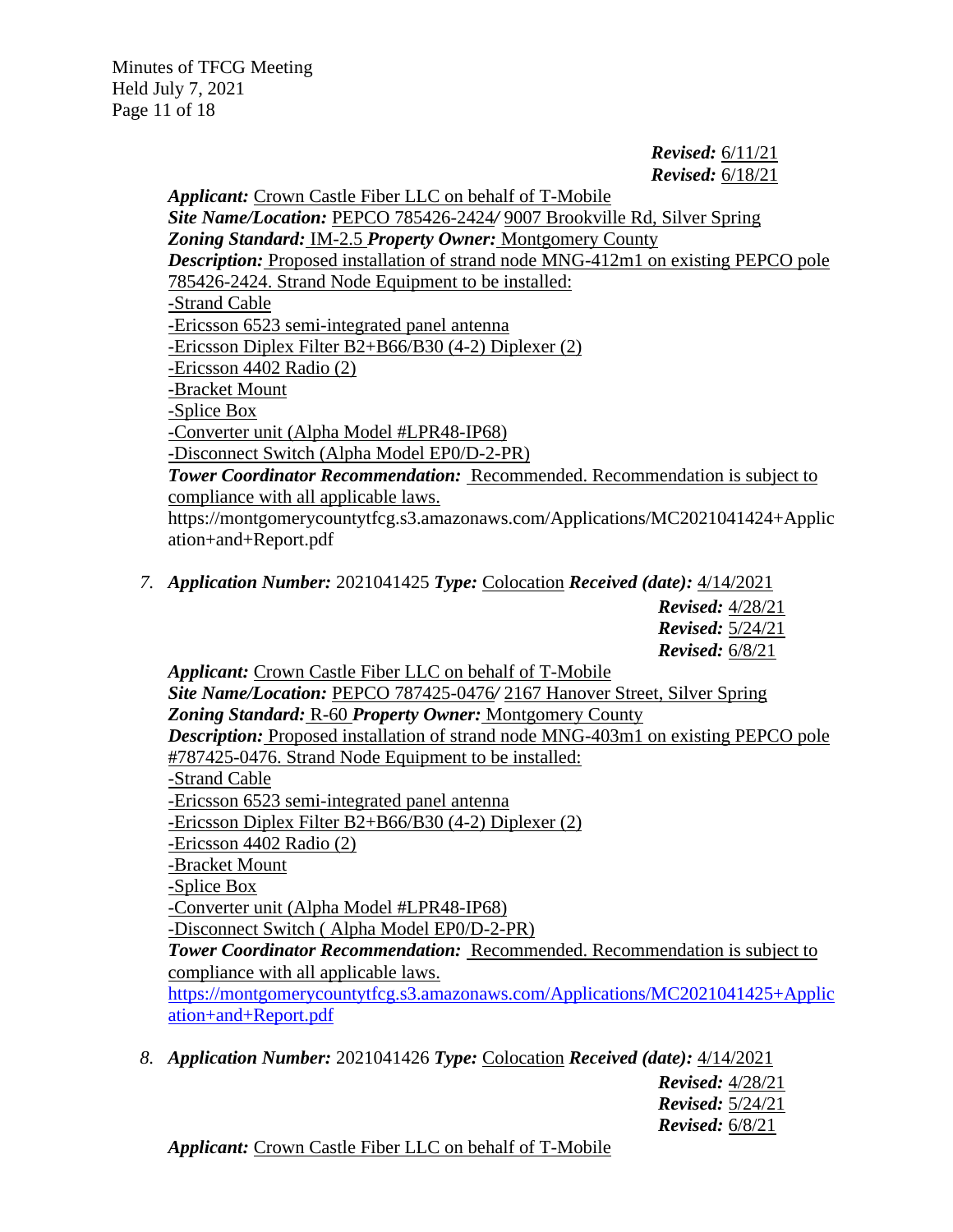*Revised:* 6/11/21
*Revised:* 6/18/21

*Applicant:* Crown Castle Fiber LLC on behalf of T-Mobile
*Site Name/Location:* PEPCO 785426-2424*/* 9007 Brookville Rd, Silver Spring
*Zoning Standard:* IM-2.5 *Property Owner:* Montgomery County
*Description:* Proposed installation of strand node MNG-412m1 on existing PEPCO pole 785426-2424. Strand Node Equipment to be installed:
-Strand Cable
-Ericsson 6523 semi-integrated panel antenna
-Ericsson Diplex Filter B2+B66/B30 (4-2) Diplexer (2)
-Ericsson 4402 Radio (2)
-Bracket Mount
-Splice Box
-Converter unit (Alpha Model #LPR48-IP68)
-Disconnect Switch (Alpha Model EP0/D-2-PR)
*Tower Coordinator Recommendation:* Recommended. Recommendation is subject to compliance with all applicable laws.
https://montgomerycountytfcg.s3.amazonaws.com/Applications/MC2021041424+Application+and+Report.pdf

7. *Application Number:* 2021041425 *Type:* Colocation *Received (date):* 4/14/2021

*Revised:* 4/28/21
*Revised:* 5/24/21
*Revised:* 6/8/21

*Applicant:* Crown Castle Fiber LLC on behalf of T-Mobile
*Site Name/Location:* PEPCO 787425-0476*/* 2167 Hanover Street, Silver Spring
*Zoning Standard:* R-60 *Property Owner:* Montgomery County
*Description:* Proposed installation of strand node MNG-403m1 on existing PEPCO pole #787425-0476. Strand Node Equipment to be installed:
-Strand Cable
-Ericsson 6523 semi-integrated panel antenna
-Ericsson Diplex Filter B2+B66/B30 (4-2) Diplexer (2)
-Ericsson 4402 Radio (2)
-Bracket Mount
-Splice Box
-Converter unit (Alpha Model #LPR48-IP68)
-Disconnect Switch ( Alpha Model EP0/D-2-PR)
*Tower Coordinator Recommendation:* Recommended. Recommendation is subject to compliance with all applicable laws.
https://montgomerycountytfcg.s3.amazonaws.com/Applications/MC2021041425+Application+and+Report.pdf

8. *Application Number:* 2021041426 *Type:* Colocation *Received (date):* 4/14/2021

*Revised:* 4/28/21
*Revised:* 5/24/21
*Revised:* 6/8/21

*Applicant:* Crown Castle Fiber LLC on behalf of T-Mobile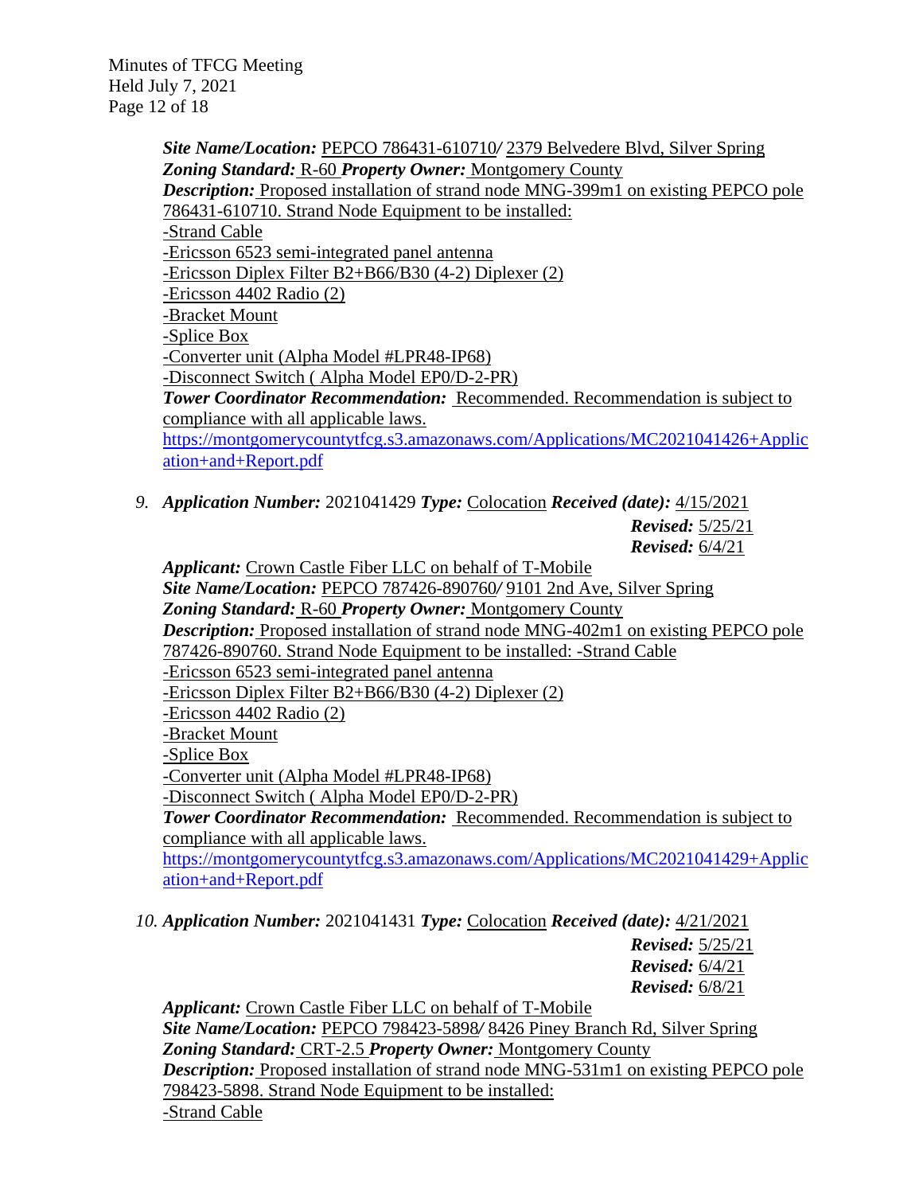***Site Name/Location:*** PEPCO 786431-610710/ 2379 Belvedere Blvd, Silver Spring
***Zoning Standard:*** R-60 ***Property Owner:*** Montgomery County
***Description:*** Proposed installation of strand node MNG-399m1 on existing PEPCO pole 786431-610710. Strand Node Equipment to be installed:
-Strand Cable
-Ericsson 6523 semi-integrated panel antenna
-Ericsson Diplex Filter B2+B66/B30 (4-2) Diplexer (2)
-Ericsson 4402 Radio (2)
-Bracket Mount
-Splice Box
-Converter unit (Alpha Model #LPR48-IP68)
-Disconnect Switch ( Alpha Model EP0/D-2-PR)
***Tower Coordinator Recommendation:*** Recommended. Recommendation is subject to compliance with all applicable laws.
https://montgomerycountytfcg.s3.amazonaws.com/Applications/MC2021041426+Application+and+Report.pdf

9. ***Application Number:*** 2021041429 ***Type:*** Colocation ***Received (date):*** 4/15/2021
***Revised:*** 5/25/21
***Revised:*** 6/4/21
***Applicant:*** Crown Castle Fiber LLC on behalf of T-Mobile
***Site Name/Location:*** PEPCO 787426-890760/ 9101 2nd Ave, Silver Spring
***Zoning Standard:*** R-60 ***Property Owner:*** Montgomery County
***Description:*** Proposed installation of strand node MNG-402m1 on existing PEPCO pole 787426-890760. Strand Node Equipment to be installed: -Strand Cable
-Ericsson 6523 semi-integrated panel antenna
-Ericsson Diplex Filter B2+B66/B30 (4-2) Diplexer (2)
-Ericsson 4402 Radio (2)
-Bracket Mount
-Splice Box
-Converter unit (Alpha Model #LPR48-IP68)
-Disconnect Switch ( Alpha Model EP0/D-2-PR)
***Tower Coordinator Recommendation:*** Recommended. Recommendation is subject to compliance with all applicable laws.
https://montgomerycountytfcg.s3.amazonaws.com/Applications/MC2021041429+Application+and+Report.pdf

10. ***Application Number:*** 2021041431 ***Type:*** Colocation ***Received (date):*** 4/21/2021
***Revised:*** 5/25/21
***Revised:*** 6/4/21
***Revised:*** 6/8/21
***Applicant:*** Crown Castle Fiber LLC on behalf of T-Mobile
***Site Name/Location:*** PEPCO 798423-5898/ 8426 Piney Branch Rd, Silver Spring
***Zoning Standard:*** CRT-2.5 ***Property Owner:*** Montgomery County
***Description:*** Proposed installation of strand node MNG-531m1 on existing PEPCO pole 798423-5898. Strand Node Equipment to be installed:
-Strand Cable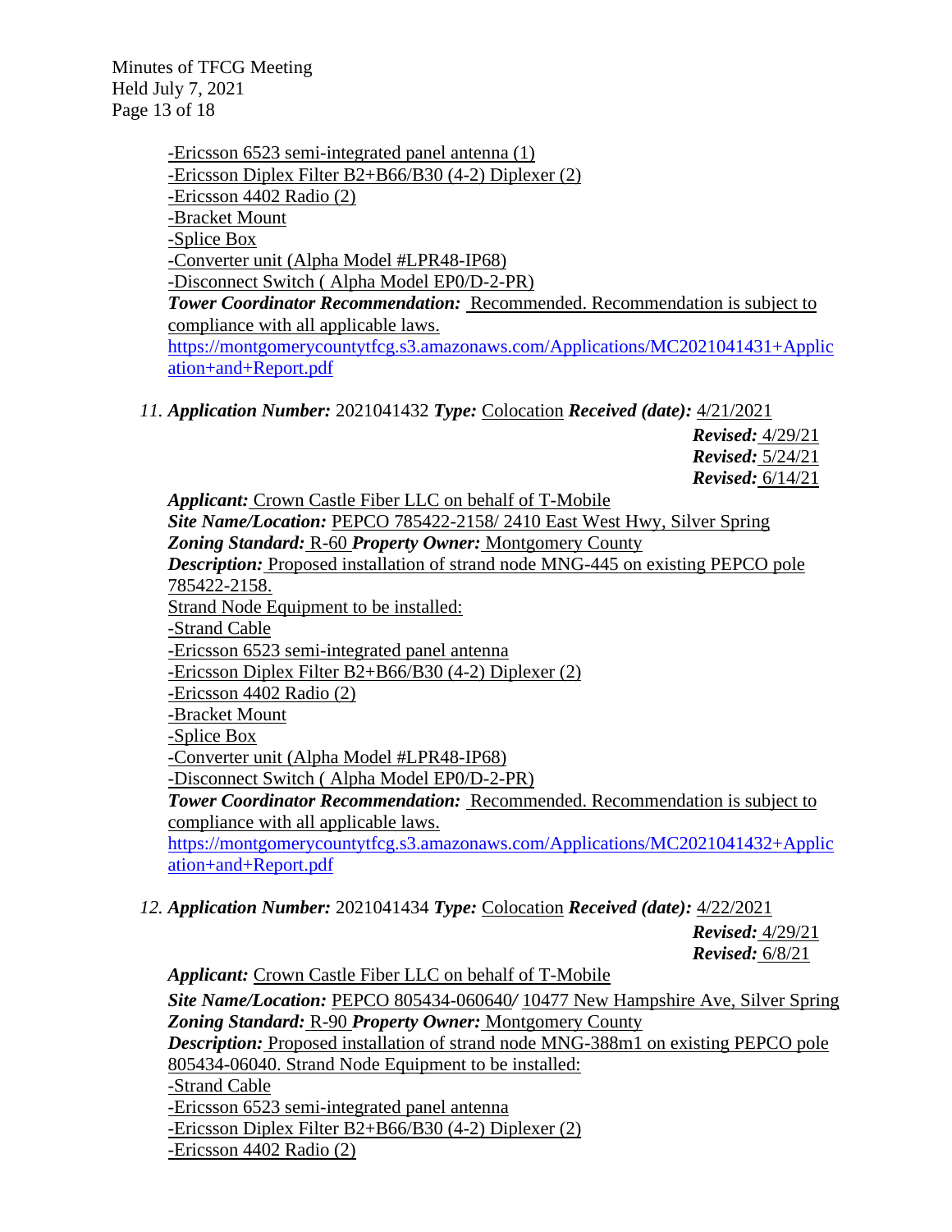-Ericsson 6523 semi-integrated panel antenna (1)
-Ericsson Diplex Filter B2+B66/B30 (4-2) Diplexer (2)
-Ericsson 4402 Radio (2)
-Bracket Mount
-Splice Box
-Converter unit (Alpha Model #LPR48-IP68)
-Disconnect Switch ( Alpha Model EP0/D-2-PR)
***Tower Coordinator Recommendation:*** Recommended. Recommendation is subject to compliance with all applicable laws.
https://montgomerycountytfcg.s3.amazonaws.com/Applications/MC2021041431+Application+and+Report.pdf

11. ***Application Number:*** 2021041432 ***Type:*** Colocation ***Received (date):*** 4/21/2021
***Revised:*** 4/29/21
***Revised:*** 5/24/21
***Revised:*** 6/14/21

***Applicant:*** Crown Castle Fiber LLC on behalf of T-Mobile
***Site Name/Location:*** PEPCO 785422-2158/ 2410 East West Hwy, Silver Spring
***Zoning Standard:*** R-60 ***Property Owner:*** Montgomery County
***Description:*** Proposed installation of strand node MNG-445 on existing PEPCO pole 785422-2158.
Strand Node Equipment to be installed:
-Strand Cable
-Ericsson 6523 semi-integrated panel antenna
-Ericsson Diplex Filter B2+B66/B30 (4-2) Diplexer (2)
-Ericsson 4402 Radio (2)
-Bracket Mount
-Splice Box
-Converter unit (Alpha Model #LPR48-IP68)
-Disconnect Switch ( Alpha Model EP0/D-2-PR)
***Tower Coordinator Recommendation:*** Recommended. Recommendation is subject to compliance with all applicable laws.
https://montgomerycountytfcg.s3.amazonaws.com/Applications/MC2021041432+Application+and+Report.pdf

12. ***Application Number:*** 2021041434 ***Type:*** Colocation ***Received (date):*** 4/22/2021
***Revised:*** 4/29/21
***Revised:*** 6/8/21

***Applicant:*** Crown Castle Fiber LLC on behalf of T-Mobile
***Site Name/Location:*** PEPCO 805434-060640/ 10477 New Hampshire Ave, Silver Spring
***Zoning Standard:*** R-90 ***Property Owner:*** Montgomery County
***Description:*** Proposed installation of strand node MNG-388m1 on existing PEPCO pole 805434-06040. Strand Node Equipment to be installed:
-Strand Cable
-Ericsson 6523 semi-integrated panel antenna
-Ericsson Diplex Filter B2+B66/B30 (4-2) Diplexer (2)
-Ericsson 4402 Radio (2)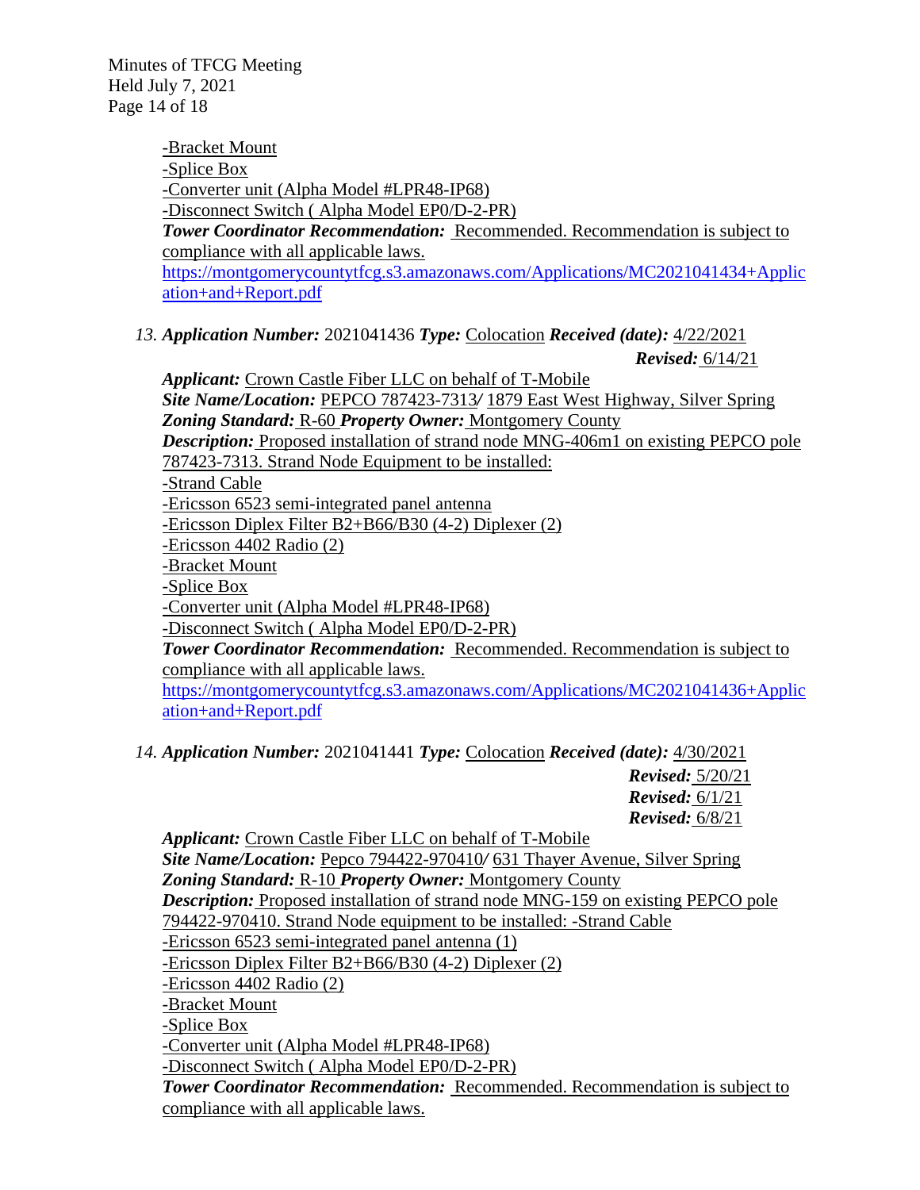-Bracket Mount
-Splice Box
-Converter unit (Alpha Model #LPR48-IP68)
-Disconnect Switch ( Alpha Model EP0/D-2-PR)
***Tower Coordinator Recommendation:*** Recommended. Recommendation is subject to compliance with all applicable laws.
https://montgomerycountytfcg.s3.amazonaws.com/Applications/MC2021041434+Application+and+Report.pdf

13. ***Application Number:*** 2021041436 ***Type:*** Colocation ***Received (date):*** 4/22/2021
***Revised:*** 6/14/21
***Applicant:*** Crown Castle Fiber LLC on behalf of T-Mobile
***Site Name/Location:*** PEPCO 787423-7313/ 1879 East West Highway, Silver Spring
***Zoning Standard:*** R-60 ***Property Owner:*** Montgomery County
***Description:*** Proposed installation of strand node MNG-406m1 on existing PEPCO pole 787423-7313. Strand Node Equipment to be installed:
-Strand Cable
-Ericsson 6523 semi-integrated panel antenna
-Ericsson Diplex Filter B2+B66/B30 (4-2) Diplexer (2)
-Ericsson 4402 Radio (2)
-Bracket Mount
-Splice Box
-Converter unit (Alpha Model #LPR48-IP68)
-Disconnect Switch ( Alpha Model EP0/D-2-PR)
***Tower Coordinator Recommendation:*** Recommended. Recommendation is subject to compliance with all applicable laws.
https://montgomerycountytfcg.s3.amazonaws.com/Applications/MC2021041436+Application+and+Report.pdf

14. ***Application Number:*** 2021041441 ***Type:*** Colocation ***Received (date):*** 4/30/2021
***Revised:*** 5/20/21
***Revised:*** 6/1/21
***Revised:*** 6/8/21
***Applicant:*** Crown Castle Fiber LLC on behalf of T-Mobile
***Site Name/Location:*** Pepco 794422-970410/ 631 Thayer Avenue, Silver Spring
***Zoning Standard:*** R-10 ***Property Owner:*** Montgomery County
***Description:*** Proposed installation of strand node MNG-159 on existing PEPCO pole 794422-970410. Strand Node equipment to be installed: -Strand Cable
-Ericsson 6523 semi-integrated panel antenna (1)
-Ericsson Diplex Filter B2+B66/B30 (4-2) Diplexer (2)
-Ericsson 4402 Radio (2)
-Bracket Mount
-Splice Box
-Converter unit (Alpha Model #LPR48-IP68)
-Disconnect Switch ( Alpha Model EP0/D-2-PR)
***Tower Coordinator Recommendation:*** Recommended. Recommendation is subject to compliance with all applicable laws.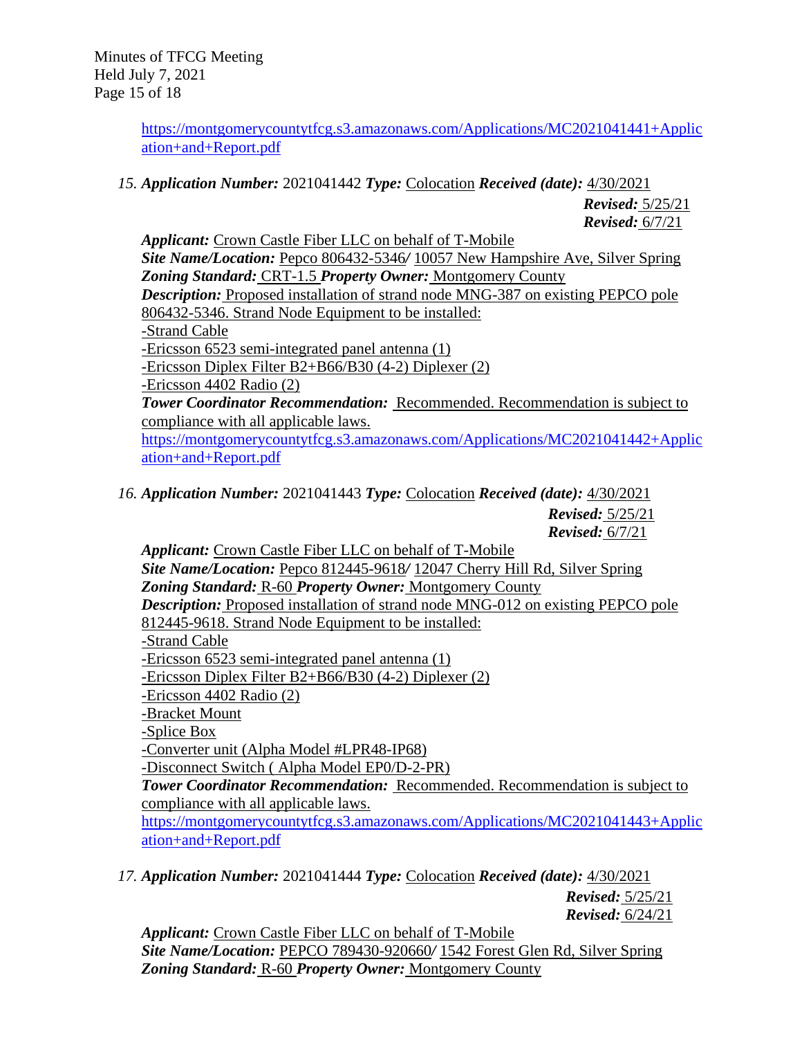https://montgomerycountytfcg.s3.amazonaws.com/Applications/MC2021041441+Application+and+Report.pdf

15. ***Application Number:*** 2021041442 ***Type:*** Colocation ***Received (date):*** 4/30/2021
***Revised:*** 5/25/21
***Revised:*** 6/7/21

***Applicant:*** Crown Castle Fiber LLC on behalf of T-Mobile
***Site Name/Location:*** Pepco 806432-5346/ 10057 New Hampshire Ave, Silver Spring
***Zoning Standard:*** CRT-1.5 ***Property Owner:*** Montgomery County
***Description:*** Proposed installation of strand node MNG-387 on existing PEPCO pole 806432-5346. Strand Node Equipment to be installed:
-Strand Cable
-Ericsson 6523 semi-integrated panel antenna (1)
-Ericsson Diplex Filter B2+B66/B30 (4-2) Diplexer (2)
-Ericsson 4402 Radio (2)
***Tower Coordinator Recommendation:*** Recommended. Recommendation is subject to compliance with all applicable laws.
https://montgomerycountytfcg.s3.amazonaws.com/Applications/MC2021041442+Application+and+Report.pdf

16. ***Application Number:*** 2021041443 ***Type:*** Colocation ***Received (date):*** 4/30/2021
***Revised:*** 5/25/21
***Revised:*** 6/7/21

***Applicant:*** Crown Castle Fiber LLC on behalf of T-Mobile
***Site Name/Location:*** Pepco 812445-9618/ 12047 Cherry Hill Rd, Silver Spring
***Zoning Standard:*** R-60 ***Property Owner:*** Montgomery County
***Description:*** Proposed installation of strand node MNG-012 on existing PEPCO pole 812445-9618. Strand Node Equipment to be installed:
-Strand Cable
-Ericsson 6523 semi-integrated panel antenna (1)
-Ericsson Diplex Filter B2+B66/B30 (4-2) Diplexer (2)
-Ericsson 4402 Radio (2)
-Bracket Mount
-Splice Box
-Converter unit (Alpha Model #LPR48-IP68)
-Disconnect Switch ( Alpha Model EP0/D-2-PR)
***Tower Coordinator Recommendation:*** Recommended. Recommendation is subject to compliance with all applicable laws.
https://montgomerycountytfcg.s3.amazonaws.com/Applications/MC2021041443+Application+and+Report.pdf

17. ***Application Number:*** 2021041444 ***Type:*** Colocation ***Received (date):*** 4/30/2021
***Revised:*** 5/25/21
***Revised:*** 6/24/21

***Applicant:*** Crown Castle Fiber LLC on behalf of T-Mobile
***Site Name/Location:*** PEPCO 789430-920660/ 1542 Forest Glen Rd, Silver Spring
***Zoning Standard:*** R-60 ***Property Owner:*** Montgomery County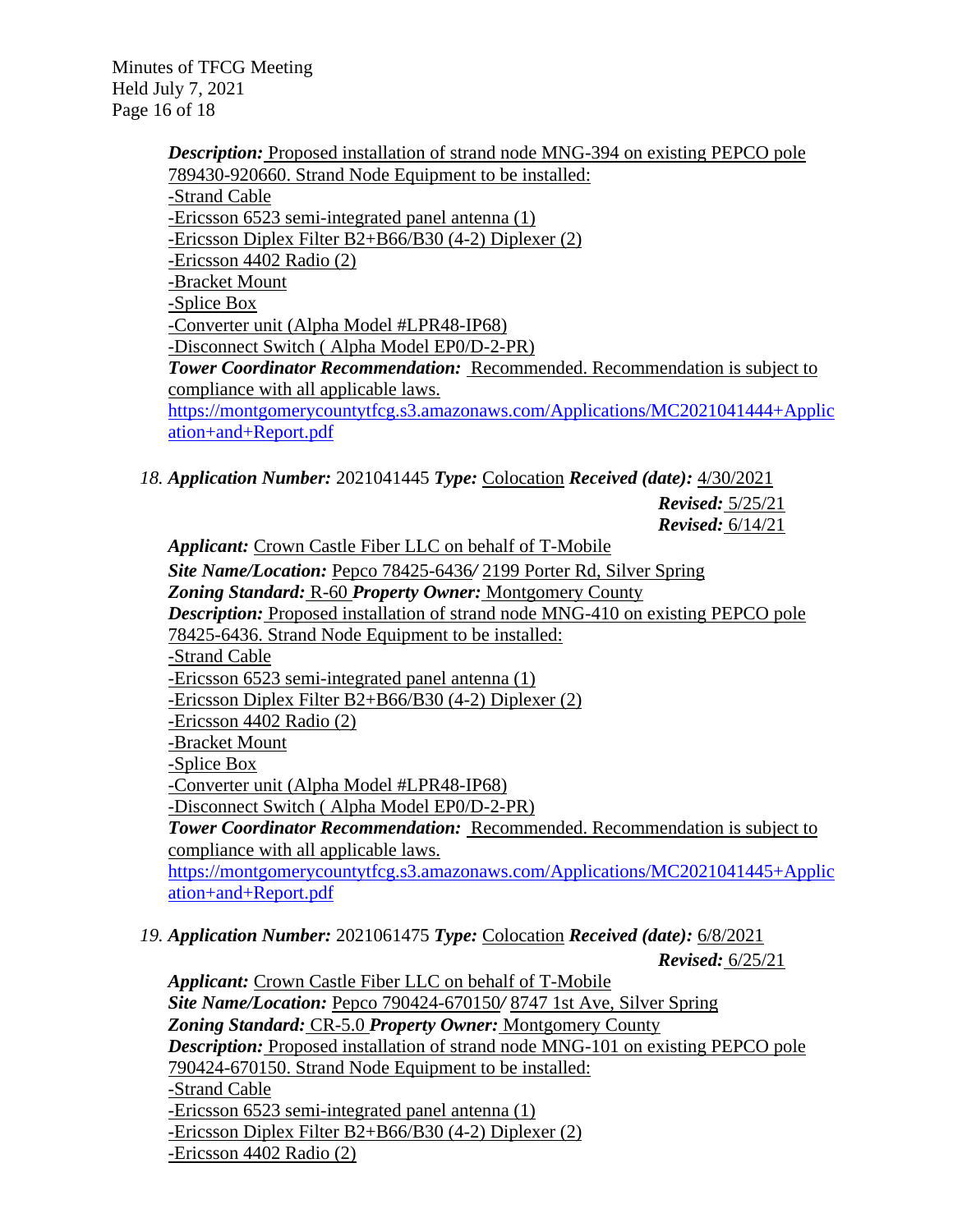***Description:*** Proposed installation of strand node MNG-394 on existing PEPCO pole 789430-920660. Strand Node Equipment to be installed:

-Strand Cable
-Ericsson 6523 semi-integrated panel antenna (1)
-Ericsson Diplex Filter B2+B66/B30 (4-2) Diplexer (2)
-Ericsson 4402 Radio (2)
-Bracket Mount
-Splice Box
-Converter unit (Alpha Model #LPR48-IP68)
-Disconnect Switch ( Alpha Model EP0/D-2-PR)

***Tower Coordinator Recommendation:*** Recommended. Recommendation is subject to compliance with all applicable laws.
https://montgomerycountytfcg.s3.amazonaws.com/Applications/MC2021041444+Application+and+Report.pdf

18. ***Application Number:*** 2021041445 ***Type:*** Colocation ***Received (date):*** 4/30/2021
***Revised:*** 5/25/21
***Revised:*** 6/14/21

***Applicant:*** Crown Castle Fiber LLC on behalf of T-Mobile
***Site Name/Location:*** Pepco 78425-6436*/* 2199 Porter Rd, Silver Spring
***Zoning Standard:*** R-60 ***Property Owner:*** Montgomery County
***Description:*** Proposed installation of strand node MNG-410 on existing PEPCO pole 78425-6436. Strand Node Equipment to be installed:

-Strand Cable
-Ericsson 6523 semi-integrated panel antenna (1)
-Ericsson Diplex Filter B2+B66/B30 (4-2) Diplexer (2)
-Ericsson 4402 Radio (2)
-Bracket Mount
-Splice Box
-Converter unit (Alpha Model #LPR48-IP68)
-Disconnect Switch ( Alpha Model EP0/D-2-PR)

***Tower Coordinator Recommendation:*** Recommended. Recommendation is subject to compliance with all applicable laws.
https://montgomerycountytfcg.s3.amazonaws.com/Applications/MC2021041445+Application+and+Report.pdf

19. ***Application Number:*** 2021061475 ***Type:*** Colocation ***Received (date):*** 6/8/2021
***Revised:*** 6/25/21

***Applicant:*** Crown Castle Fiber LLC on behalf of T-Mobile
***Site Name/Location:*** Pepco 790424-670150*/* 8747 1st Ave, Silver Spring
***Zoning Standard:*** CR-5.0 ***Property Owner:*** Montgomery County
***Description:*** Proposed installation of strand node MNG-101 on existing PEPCO pole 790424-670150. Strand Node Equipment to be installed:

-Strand Cable
-Ericsson 6523 semi-integrated panel antenna (1)
-Ericsson Diplex Filter B2+B66/B30 (4-2) Diplexer (2)
-Ericsson 4402 Radio (2)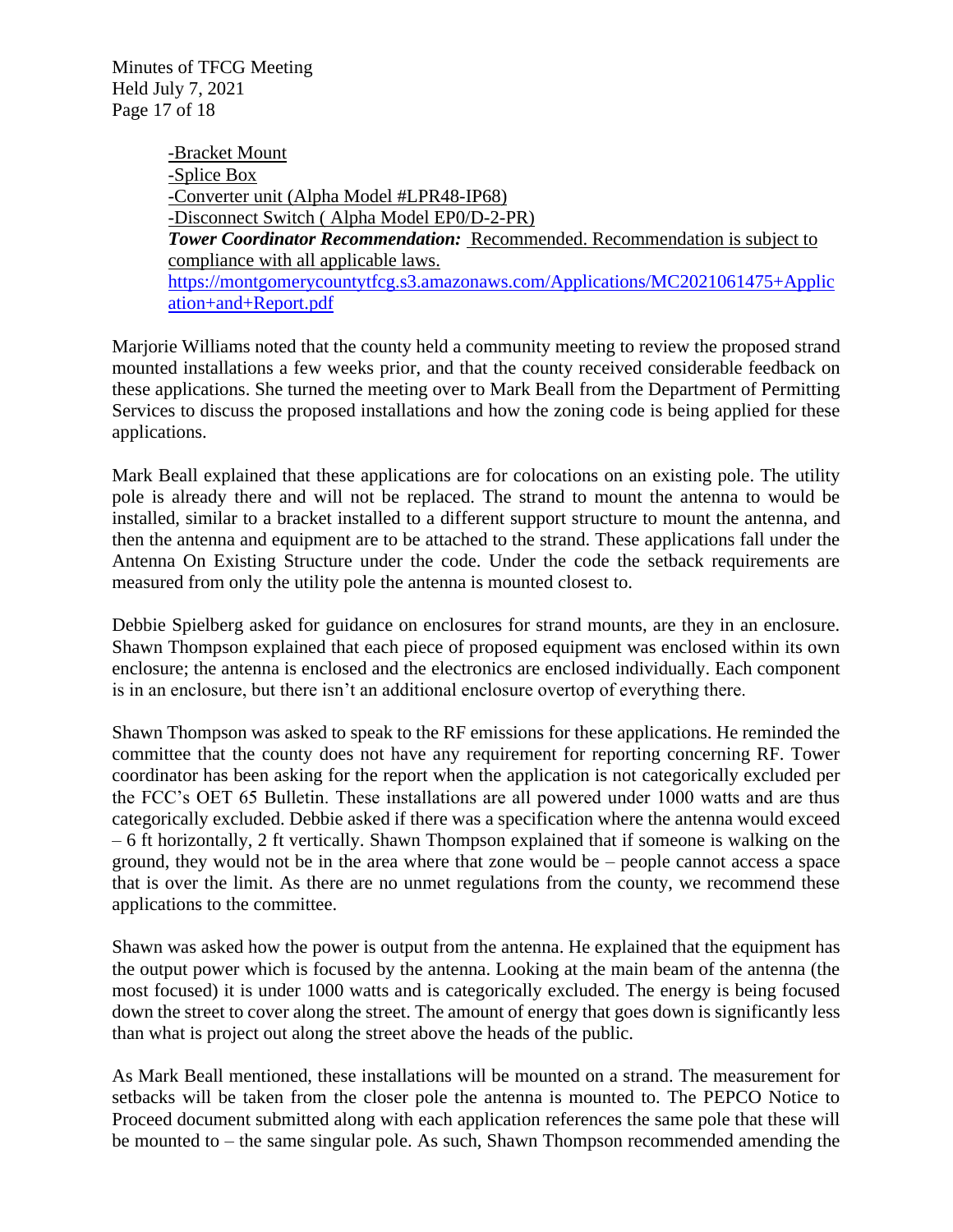-Bracket Mount
-Splice Box
-Converter unit (Alpha Model #LPR48-IP68)
-Disconnect Switch ( Alpha Model EP0/D-2-PR)
***Tower Coordinator Recommendation:*** Recommended. Recommendation is subject to compliance with all applicable laws.
https://montgomerycountytfcg.s3.amazonaws.com/Applications/MC2021061475+Application+and+Report.pdf

Marjorie Williams noted that the county held a community meeting to review the proposed strand mounted installations a few weeks prior, and that the county received considerable feedback on these applications. She turned the meeting over to Mark Beall from the Department of Permitting Services to discuss the proposed installations and how the zoning code is being applied for these applications.

Mark Beall explained that these applications are for colocations on an existing pole. The utility pole is already there and will not be replaced. The strand to mount the antenna to would be installed, similar to a bracket installed to a different support structure to mount the antenna, and then the antenna and equipment are to be attached to the strand. These applications fall under the Antenna On Existing Structure under the code. Under the code the setback requirements are measured from only the utility pole the antenna is mounted closest to.

Debbie Spielberg asked for guidance on enclosures for strand mounts, are they in an enclosure. Shawn Thompson explained that each piece of proposed equipment was enclosed within its own enclosure; the antenna is enclosed and the electronics are enclosed individually. Each component is in an enclosure, but there isn't an additional enclosure overtop of everything there.

Shawn Thompson was asked to speak to the RF emissions for these applications. He reminded the committee that the county does not have any requirement for reporting concerning RF. Tower coordinator has been asking for the report when the application is not categorically excluded per the FCC's OET 65 Bulletin. These installations are all powered under 1000 watts and are thus categorically excluded. Debbie asked if there was a specification where the antenna would exceed – 6 ft horizontally, 2 ft vertically. Shawn Thompson explained that if someone is walking on the ground, they would not be in the area where that zone would be – people cannot access a space that is over the limit. As there are no unmet regulations from the county, we recommend these applications to the committee.

Shawn was asked how the power is output from the antenna. He explained that the equipment has the output power which is focused by the antenna. Looking at the main beam of the antenna (the most focused) it is under 1000 watts and is categorically excluded. The energy is being focused down the street to cover along the street. The amount of energy that goes down is significantly less than what is project out along the street above the heads of the public.

As Mark Beall mentioned, these installations will be mounted on a strand. The measurement for setbacks will be taken from the closer pole the antenna is mounted to. The PEPCO Notice to Proceed document submitted along with each application references the same pole that these will be mounted to – the same singular pole. As such, Shawn Thompson recommended amending the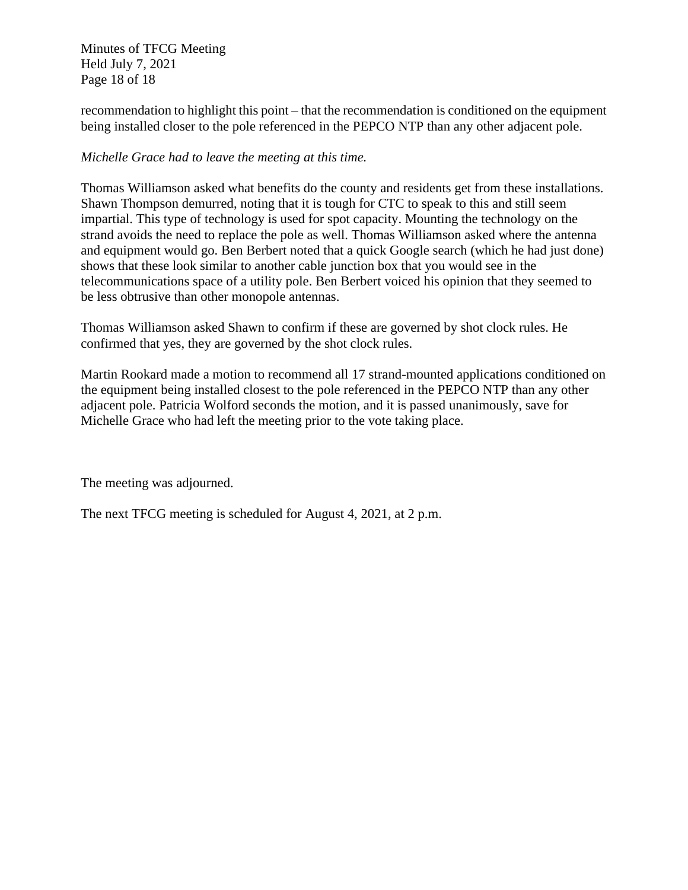recommendation to highlight this point – that the recommendation is conditioned on the equipment being installed closer to the pole referenced in the PEPCO NTP than any other adjacent pole.

*Michelle Grace had to leave the meeting at this time.*

Thomas Williamson asked what benefits do the county and residents get from these installations. Shawn Thompson demurred, noting that it is tough for CTC to speak to this and still seem impartial. This type of technology is used for spot capacity. Mounting the technology on the strand avoids the need to replace the pole as well. Thomas Williamson asked where the antenna and equipment would go. Ben Berbert noted that a quick Google search (which he had just done) shows that these look similar to another cable junction box that you would see in the telecommunications space of a utility pole. Ben Berbert voiced his opinion that they seemed to be less obtrusive than other monopole antennas.

Thomas Williamson asked Shawn to confirm if these are governed by shot clock rules. He confirmed that yes, they are governed by the shot clock rules.

Martin Rookard made a motion to recommend all 17 strand-mounted applications conditioned on the equipment being installed closest to the pole referenced in the PEPCO NTP than any other adjacent pole. Patricia Wolford seconds the motion, and it is passed unanimously, save for Michelle Grace who had left the meeting prior to the vote taking place.

The meeting was adjourned.

The next TFCG meeting is scheduled for August 4, 2021, at 2 p.m.